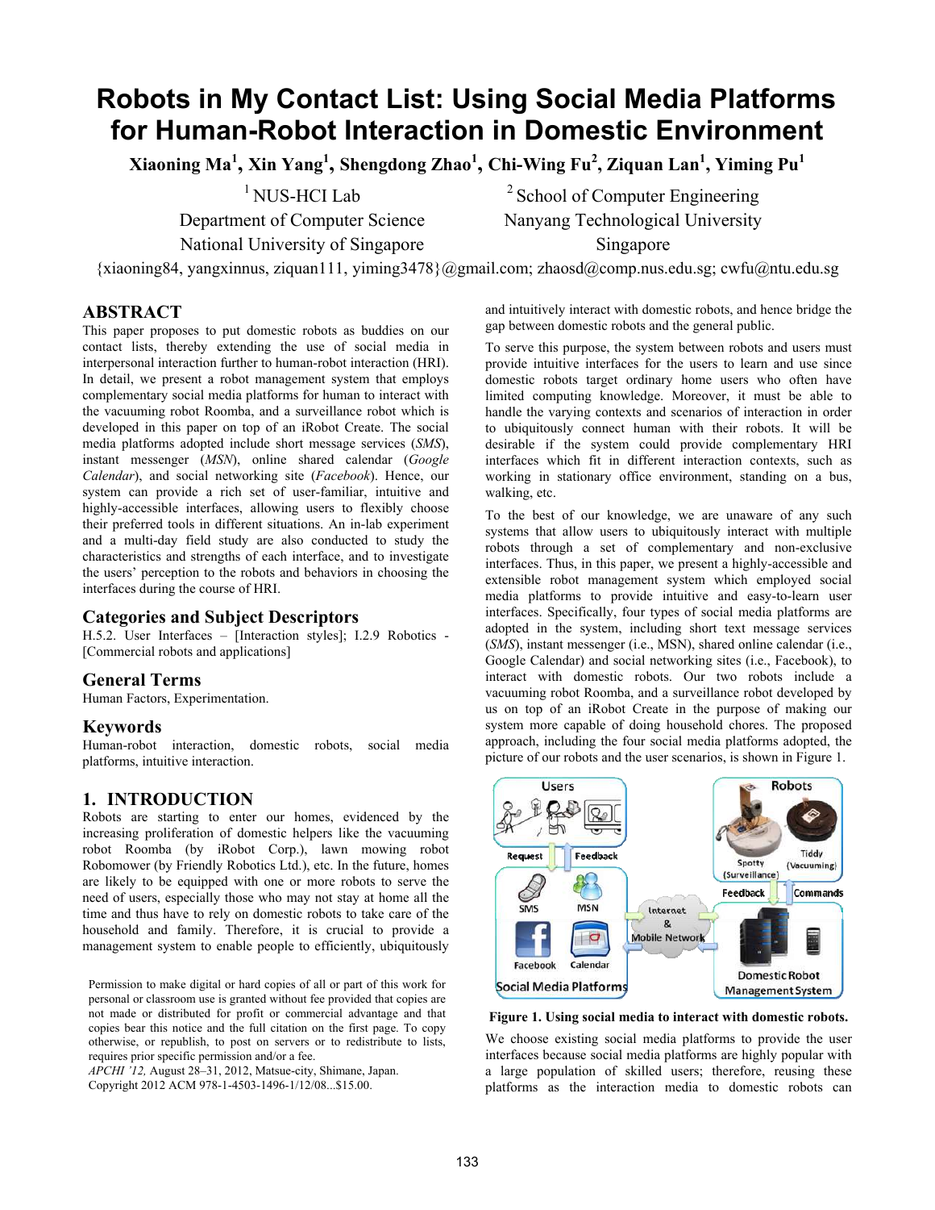# Robots in My Contact List: Using Social Media Platforms for Human-Robot Interaction in Domestic Environment

**Xiaoning Ma[1], Xin Yang[1], Shengdong Zhao[1], Chi-Wing Fu[2], Ziquan Lan[1], Yiming Pu[1]**

[1] NUS-HCI Lab
Department of Computer Science
National University of Singapore

[2] School of Computer Engineering
Nanyang Technological University
Singapore

{xiaoning84, yangxinnus, ziquan111, yiming3478}@gmail.com; zhaosd@comp.nus.edu.sg; cwfu@ntu.edu.sg

## ABSTRACT

This paper proposes to put domestic robots as buddies on our contact lists, thereby extending the use of social media in interpersonal interaction further to human-robot interaction (HRI). In detail, we present a robot management system that employs complementary social media platforms for human to interact with the vacuuming robot Roomba, and a surveillance robot which is developed in this paper on top of an iRobot Create. The social media platforms adopted include short message services (*SMS*), instant messenger (*MSN*), online shared calendar (*Google Calendar*), and social networking site (*Facebook*). Hence, our system can provide a rich set of user-familiar, intuitive and highly-accessible interfaces, allowing users to flexibly choose their preferred tools in different situations. An in-lab experiment and a multi-day field study are also conducted to study the characteristics and strengths of each interface, and to investigate the users' perception to the robots and behaviors in choosing the interfaces during the course of HRI.

## Categories and Subject Descriptors

H.5.2. User Interfaces – [Interaction styles]; I.2.9 Robotics - [Commercial robots and applications]

## General Terms

Human Factors, Experimentation.

## Keywords

Human-robot interaction, domestic robots, social media platforms, intuitive interaction.

## 1. INTRODUCTION

Robots are starting to enter our homes, evidenced by the increasing proliferation of domestic helpers like the vacuuming robot Roomba (by iRobot Corp.), lawn mowing robot Robomower (by Friendly Robotics Ltd.), etc. In the future, homes are likely to be equipped with one or more robots to serve the need of users, especially those who may not stay at home all the time and thus have to rely on domestic robots to take care of the household and family. Therefore, it is crucial to provide a management system to enable people to efficiently, ubiquitously and intuitively interact with domestic robots, and hence bridge the gap between domestic robots and the general public.

Permission to make digital or hard copies of all or part of this work for personal or classroom use is granted without fee provided that copies are not made or distributed for profit or commercial advantage and that copies bear this notice and the full citation on the first page. To copy otherwise, or republish, to post on servers or to redistribute to lists, requires prior specific permission and/or a fee.
*APCHI '12,* August 28–31, 2012, Matsue-city, Shimane, Japan.
Copyright 2012 ACM 978-1-4503-1496-1/12/08...$15.00.

To serve this purpose, the system between robots and users must provide intuitive interfaces for the users to learn and use since domestic robots target ordinary home users who often have limited computing knowledge. Moreover, it must be able to handle the varying contexts and scenarios of interaction in order to ubiquitously connect human with their robots. It will be desirable if the system could provide complementary HRI interfaces which fit in different interaction contexts, such as working in stationary office environment, standing on a bus, walking, etc.

To the best of our knowledge, we are unaware of any such systems that allow users to ubiquitously interact with multiple robots through a set of complementary and non-exclusive interfaces. Thus, in this paper, we present a highly-accessible and extensible robot management system which employed social media platforms to provide intuitive and easy-to-learn user interfaces. Specifically, four types of social media platforms are adopted in the system, including short text message services (*SMS*), instant messenger (i.e., MSN), shared online calendar (i.e., Google Calendar) and social networking sites (i.e., Facebook), to interact with domestic robots. Our two robots include a vacuuming robot Roomba, and a surveillance robot developed by us on top of an iRobot Create in the purpose of making our system more capable of doing household chores. The proposed approach, including the four social media platforms adopted, the picture of our robots and the user scenarios, is shown in Figure 1.

**Figure 1. Using social media to interact with domestic robots.**

We choose existing social media platforms to provide the user interfaces because social media platforms are highly popular with a large population of skilled users; therefore, reusing these platforms as the interaction media to domestic robots can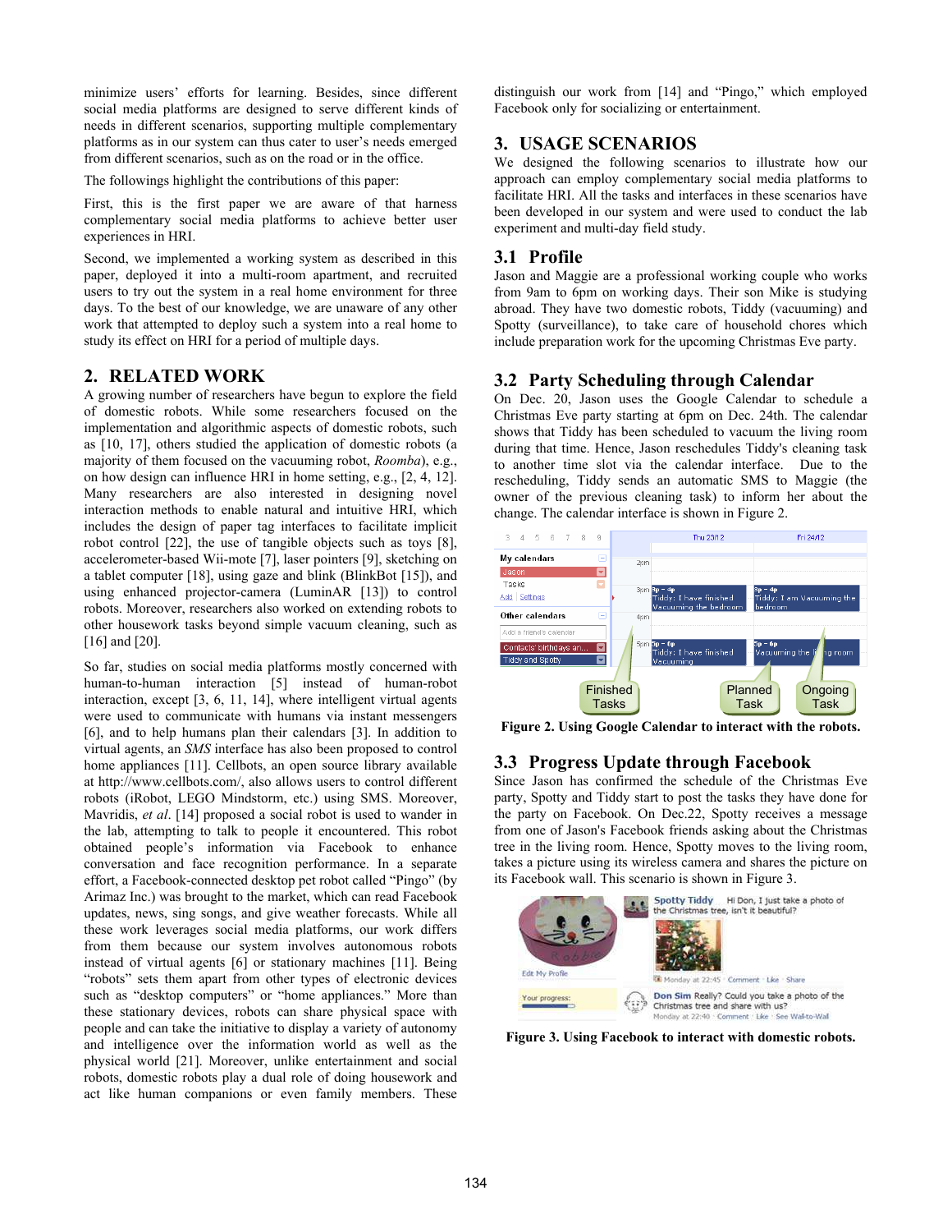minimize users' efforts for learning. Besides, since different social media platforms are designed to serve different kinds of needs in different scenarios, supporting multiple complementary platforms as in our system can thus cater to user's needs emerged from different scenarios, such as on the road or in the office.

The followings highlight the contributions of this paper:

First, this is the first paper we are aware of that harness complementary social media platforms to achieve better user experiences in HRI.

Second, we implemented a working system as described in this paper, deployed it into a multi-room apartment, and recruited users to try out the system in a real home environment for three days. To the best of our knowledge, we are unaware of any other work that attempted to deploy such a system into a real home to study its effect on HRI for a period of multiple days.

## 2. RELATED WORK

A growing number of researchers have begun to explore the field of domestic robots. While some researchers focused on the implementation and algorithmic aspects of domestic robots, such as [10, 17], others studied the application of domestic robots (a majority of them focused on the vacuuming robot, *Roomba*), e.g., on how design can influence HRI in home setting, e.g., [2, 4, 12]. Many researchers are also interested in designing novel interaction methods to enable natural and intuitive HRI, which includes the design of paper tag interfaces to facilitate implicit robot control [22], the use of tangible objects such as toys [8], accelerometer-based Wii-mote [7], laser pointers [9], sketching on a tablet computer [18], using gaze and blink (BlinkBot [15]), and using enhanced projector-camera (LuminAR [13]) to control robots. Moreover, researchers also worked on extending robots to other housework tasks beyond simple vacuum cleaning, such as [16] and [20].

So far, studies on social media platforms mostly concerned with human-to-human interaction [5] instead of human-robot interaction, except [3, 6, 11, 14], where intelligent virtual agents were used to communicate with humans via instant messengers [6], and to help humans plan their calendars [3]. In addition to virtual agents, an *SMS* interface has also been proposed to control home appliances [11]. Cellbots, an open source library available at http://www.cellbots.com/, also allows users to control different robots (iRobot, LEGO Mindstorm, etc.) using SMS. Moreover, Mavridis, *et al*. [14] proposed a social robot is used to wander in the lab, attempting to talk to people it encountered. This robot obtained people's information via Facebook to enhance conversation and face recognition performance. In a separate effort, a Facebook-connected desktop pet robot called "Pingo" (by Arimaz Inc.) was brought to the market, which can read Facebook updates, news, sing songs, and give weather forecasts. While all these work leverages social media platforms, our work differs from them because our system involves autonomous robots instead of virtual agents [6] or stationary machines [11]. Being "robots" sets them apart from other types of electronic devices such as "desktop computers" or "home appliances." More than these stationary devices, robots can share physical space with people and can take the initiative to display a variety of autonomy and intelligence over the information world as well as the physical world [21]. Moreover, unlike entertainment and social robots, domestic robots play a dual role of doing housework and act like human companions or even family members. These distinguish our work from [14] and "Pingo," which employed Facebook only for socializing or entertainment.

## 3. USAGE SCENARIOS

We designed the following scenarios to illustrate how our approach can employ complementary social media platforms to facilitate HRI. All the tasks and interfaces in these scenarios have been developed in our system and were used to conduct the lab experiment and multi-day field study.

### 3.1 Profile

Jason and Maggie are a professional working couple who works from 9am to 6pm on working days. Their son Mike is studying abroad. They have two domestic robots, Tiddy (vacuuming) and Spotty (surveillance), to take care of household chores which include preparation work for the upcoming Christmas Eve party.

### 3.2 Party Scheduling through Calendar

On Dec. 20, Jason uses the Google Calendar to schedule a Christmas Eve party starting at 6pm on Dec. 24th. The calendar shows that Tiddy has been scheduled to vacuum the living room during that time. Hence, Jason reschedules Tiddy's cleaning task to another time slot via the calendar interface. Due to the rescheduling, Tiddy sends an automatic SMS to Maggie (the owner of the previous cleaning task) to inform her about the change. The calendar interface is shown in Figure 2.

**Figure 2. Using Google Calendar to interact with the robots.**

### 3.3 Progress Update through Facebook

Since Jason has confirmed the schedule of the Christmas Eve party, Spotty and Tiddy start to post the tasks they have done for the party on Facebook. On Dec.22, Spotty receives a message from one of Jason's Facebook friends asking about the Christmas tree in the living room. Hence, Spotty moves to the living room, takes a picture using its wireless camera and shares the picture on its Facebook wall. This scenario is shown in Figure 3.

**Figure 3. Using Facebook to interact with domestic robots.**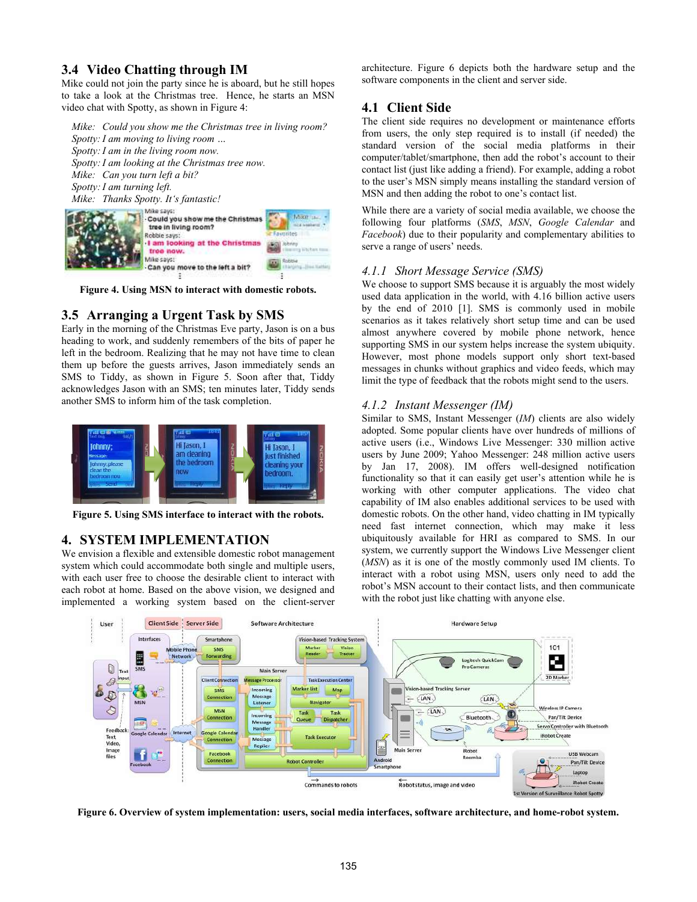### 3.4 Video Chatting through IM

Mike could not join the party since he is aboard, but he still hopes to take a look at the Christmas tree. Hence, he starts an MSN video chat with Spotty, as shown in Figure 4:

*Mike: Could you show me the Christmas tree in living room?*
*Spotty: I am moving to living room …*
*Spotty: I am in the living room now.*
*Spotty: I am looking at the Christmas tree now.*
*Mike: Can you turn left a bit?*
*Spotty: I am turning left.*
*Mike: Thanks Spotty. It's fantastic!*

**Figure 4. Using MSN to interact with domestic robots.**

### 3.5 Arranging a Urgent Task by SMS

Early in the morning of the Christmas Eve party, Jason is on a bus heading to work, and suddenly remembers of the bits of paper he left in the bedroom. Realizing that he may not have time to clean them up before the guests arrives, Jason immediately sends an SMS to Tiddy, as shown in Figure 5. Soon after that, Tiddy acknowledges Jason with an SMS; ten minutes later, Tiddy sends another SMS to inform him of the task completion.

**Figure 5. Using SMS interface to interact with the robots.**

## 4. SYSTEM IMPLEMENTATION

We envision a flexible and extensible domestic robot management system which could accommodate both single and multiple users, with each user free to choose the desirable client to interact with each robot at home. Based on the above vision, we designed and implemented a working system based on the client-server architecture. Figure 6 depicts both the hardware setup and the software components in the client and server side.

### 4.1 Client Side

The client side requires no development or maintenance efforts from users, the only step required is to install (if needed) the standard version of the social media platforms in their computer/tablet/smartphone, then add the robot's account to their contact list (just like adding a friend). For example, adding a robot to the user's MSN simply means installing the standard version of MSN and then adding the robot to one's contact list.

While there are a variety of social media available, we choose the following four platforms (*SMS*, *MSN*, *Google Calendar* and *Facebook*) due to their popularity and complementary abilities to serve a range of users' needs.

#### *4.1.1 Short Message Service (SMS)*

We choose to support SMS because it is arguably the most widely used data application in the world, with 4.16 billion active users by the end of 2010 [1]. SMS is commonly used in mobile scenarios as it takes relatively short setup time and can be used almost anywhere covered by mobile phone network, hence supporting SMS in our system helps increase the system ubiquity. However, most phone models support only short text-based messages in chunks without graphics and video feeds, which may limit the type of feedback that the robots might send to the users.

#### *4.1.2 Instant Messenger (IM)*

Similar to SMS, Instant Messenger (*IM*) clients are also widely adopted. Some popular clients have over hundreds of millions of active users (i.e., Windows Live Messenger: 330 million active users by June 2009; Yahoo Messenger: 248 million active users by Jan 17, 2008). IM offers well-designed notification functionality so that it can easily get user's attention while he is working with other computer applications. The video chat capability of IM also enables additional services to be used with domestic robots. On the other hand, video chatting in IM typically need fast internet connection, which may make it less ubiquitously available for HRI as compared to SMS. In our system, we currently support the Windows Live Messenger client (*MSN*) as it is one of the mostly commonly used IM clients. To interact with a robot using MSN, users only need to add the robot's MSN account to their contact lists, and then communicate with the robot just like chatting with anyone else.

**Figure 6. Overview of system implementation: users, social media interfaces, software architecture, and home-robot system.**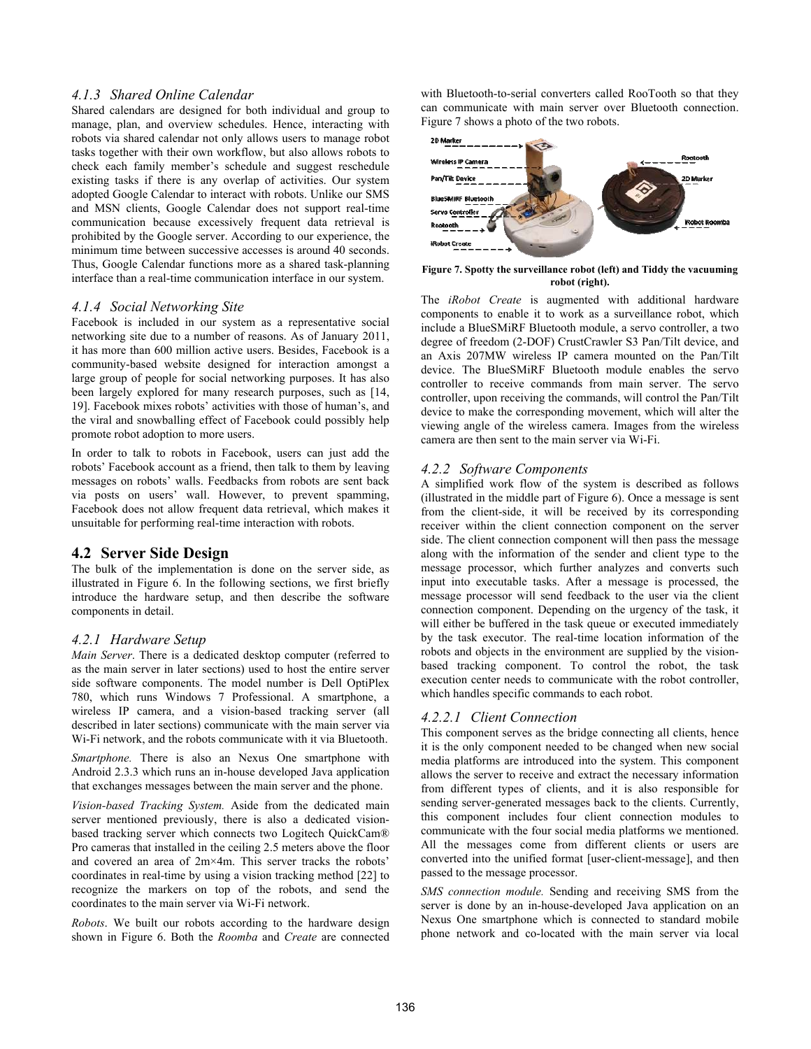### 4.1.3 Shared Online Calendar

Shared calendars are designed for both individual and group to manage, plan, and overview schedules. Hence, interacting with robots via shared calendar not only allows users to manage robot tasks together with their own workflow, but also allows robots to check each family member's schedule and suggest reschedule existing tasks if there is any overlap of activities. Our system adopted Google Calendar to interact with robots. Unlike our SMS and MSN clients, Google Calendar does not support real-time communication because excessively frequent data retrieval is prohibited by the Google server. According to our experience, the minimum time between successive accesses is around 40 seconds. Thus, Google Calendar functions more as a shared task-planning interface than a real-time communication interface in our system.

### 4.1.4 Social Networking Site

Facebook is included in our system as a representative social networking site due to a number of reasons. As of January 2011, it has more than 600 million active users. Besides, Facebook is a community-based website designed for interaction amongst a large group of people for social networking purposes. It has also been largely explored for many research purposes, such as [14, 19]. Facebook mixes robots' activities with those of human's, and the viral and snowballing effect of Facebook could possibly help promote robot adoption to more users.

In order to talk to robots in Facebook, users can just add the robots' Facebook account as a friend, then talk to them by leaving messages on robots' walls. Feedbacks from robots are sent back via posts on users' wall. However, to prevent spamming, Facebook does not allow frequent data retrieval, which makes it unsuitable for performing real-time interaction with robots.

## 4.2 Server Side Design

The bulk of the implementation is done on the server side, as illustrated in Figure 6. In the following sections, we first briefly introduce the hardware setup, and then describe the software components in detail.

### 4.2.1 Hardware Setup

*Main Server*. There is a dedicated desktop computer (referred to as the main server in later sections) used to host the entire server side software components. The model number is Dell OptiPlex 780, which runs Windows 7 Professional. A smartphone, a wireless IP camera, and a vision-based tracking server (all described in later sections) communicate with the main server via Wi-Fi network, and the robots communicate with it via Bluetooth.

*Smartphone.* There is also an Nexus One smartphone with Android 2.3.3 which runs an in-house developed Java application that exchanges messages between the main server and the phone.

*Vision-based Tracking System.* Aside from the dedicated main server mentioned previously, there is also a dedicated vision-based tracking server which connects two Logitech QuickCam® Pro cameras that installed in the ceiling 2.5 meters above the floor and covered an area of 2m×4m. This server tracks the robots' coordinates in real-time by using a vision tracking method [22] to recognize the markers on top of the robots, and send the coordinates to the main server via Wi-Fi network.

*Robots*. We built our robots according to the hardware design shown in Figure 6. Both the *Roomba* and *Create* are connected with Bluetooth-to-serial converters called RooTooth so that they can communicate with main server over Bluetooth connection. Figure 7 shows a photo of the two robots.

2D Marker
Wireless IP Camera
Pan/Tilt Device
BlueSMiRF Bluetooth
Servo Controller
Rootooth
iRobot Create
Rootooth
2D Marker
iRobot Roomba

**Figure 7. Spotty the surveillance robot (left) and Tiddy the vacuuming robot (right).**

The *iRobot Create* is augmented with additional hardware components to enable it to work as a surveillance robot, which include a BlueSMiRF Bluetooth module, a servo controller, a two degree of freedom (2-DOF) CrustCrawler S3 Pan/Tilt device, and an Axis 207MW wireless IP camera mounted on the Pan/Tilt device. The BlueSMiRF Bluetooth module enables the servo controller to receive commands from main server. The servo controller, upon receiving the commands, will control the Pan/Tilt device to make the corresponding movement, which will alter the viewing angle of the wireless camera. Images from the wireless camera are then sent to the main server via Wi-Fi.

### 4.2.2 Software Components

A simplified work flow of the system is described as follows (illustrated in the middle part of Figure 6). Once a message is sent from the client-side, it will be received by its corresponding receiver within the client connection component on the server side. The client connection component will then pass the message along with the information of the sender and client type to the message processor, which further analyzes and converts such input into executable tasks. After a message is processed, the message processor will send feedback to the user via the client connection component. Depending on the urgency of the task, it will either be buffered in the task queue or executed immediately by the task executor. The real-time location information of the robots and objects in the environment are supplied by the vision-based tracking component. To control the robot, the task execution center needs to communicate with the robot controller, which handles specific commands to each robot.

#### 4.2.2.1 Client Connection

This component serves as the bridge connecting all clients, hence it is the only component needed to be changed when new social media platforms are introduced into the system. This component allows the server to receive and extract the necessary information from different types of clients, and it is also responsible for sending server-generated messages back to the clients. Currently, this component includes four client connection modules to communicate with the four social media platforms we mentioned. All the messages come from different clients or users are converted into the unified format [user-client-message], and then passed to the message processor.

*SMS connection module.* Sending and receiving SMS from the server is done by an in-house-developed Java application on an Nexus One smartphone which is connected to standard mobile phone network and co-located with the main server via local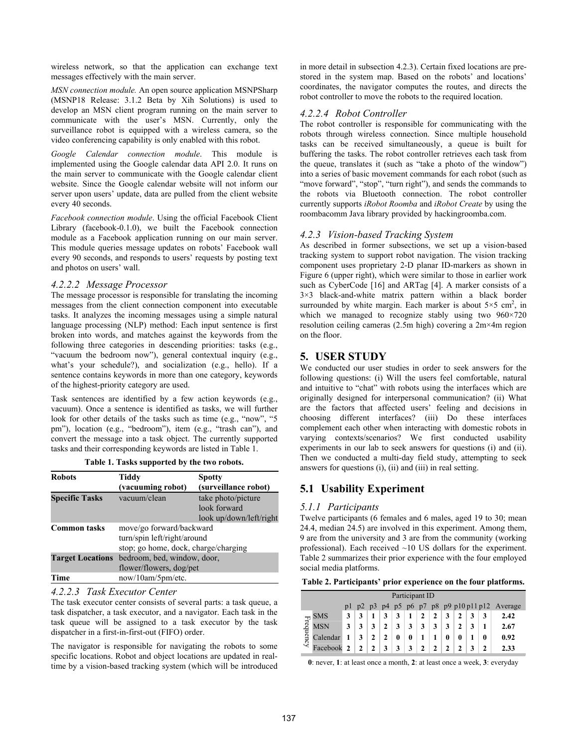wireless network, so that the application can exchange text messages effectively with the main server.

*MSN connection module.* An open source application MSNPSharp (MSNP18 Release: 3.1.2 Beta by Xih Solutions) is used to develop an MSN client program running on the main server to communicate with the user's MSN. Currently, only the surveillance robot is equipped with a wireless camera, so the video conferencing capability is only enabled with this robot.

*Google Calendar connection module*. This module is implemented using the Google calendar data API 2.0. It runs on the main server to communicate with the Google calendar client website. Since the Google calendar website will not inform our server upon users' update, data are pulled from the client website every 40 seconds.

*Facebook connection module*. Using the official Facebook Client Library (facebook-0.1.0), we built the Facebook connection module as a Facebook application running on our main server. This module queries message updates on robots' Facebook wall every 90 seconds, and responds to users' requests by posting text and photos on users' wall.

#### *4.2.2.2 Message Processor*

The message processor is responsible for translating the incoming messages from the client connection component into executable tasks. It analyzes the incoming messages using a simple natural language processing (NLP) method: Each input sentence is first broken into words, and matches against the keywords from the following three categories in descending priorities: tasks (e.g., "vacuum the bedroom now"), general contextual inquiry (e.g., what's your schedule?), and socialization (e.g., hello). If a sentence contains keywords in more than one category, keywords of the highest-priority category are used.

Task sentences are identified by a few action keywords (e.g., vacuum). Once a sentence is identified as tasks, we will further look for other details of the tasks such as time (e.g., "now", "5 pm"), location (e.g., "bedroom"), item (e.g., "trash can"), and convert the message into a task object. The currently supported tasks and their corresponding keywords are listed in Table 1.

**Table 1. Tasks supported by the two robots.**

| **Robots** | **Tiddy (vacuuming robot)** | **Spotty (surveillance robot)** |
|---|---|---|
| **Specific Tasks** | vacuum/clean | take photo/picture<br>look forward<br>look up/down/left/right |
| **Common tasks** | move/go forward/backward<br>turn/spin left/right/around<br>stop; go home, dock, charge/charging | |
| **Target Locations** | bedroom, bed, window, door,<br>flower/flowers, dog/pet | |
| **Time** | now/10am/5pm/etc. | |

#### *4.2.2.3 Task Executor Center*

The task executor center consists of several parts: a task queue, a task dispatcher, a task executor, and a navigator. Each task in the task queue will be assigned to a task executor by the task dispatcher in a first-in-first-out (FIFO) order.

The navigator is responsible for navigating the robots to some specific locations. Robot and object locations are updated in real-time by a vision-based tracking system (which will be introduced in more detail in subsection 4.2.3). Certain fixed locations are pre-stored in the system map. Based on the robots' and locations' coordinates, the navigator computes the routes, and directs the robot controller to move the robots to the required location.

#### *4.2.2.4 Robot Controller*

The robot controller is responsible for communicating with the robots through wireless connection. Since multiple household tasks can be received simultaneously, a queue is built for buffering the tasks. The robot controller retrieves each task from the queue, translates it (such as "take a photo of the window") into a series of basic movement commands for each robot (such as "move forward", "stop", "turn right"), and sends the commands to the robots via Bluetooth connection. The robot controller currently supports *iRobot Roomba* and *iRobot Create* by using the roombacomm Java library provided by hackingroomba.com.

### *4.2.3 Vision-based Tracking System*

As described in former subsections, we set up a vision-based tracking system to support robot navigation. The vision tracking component uses proprietary 2-D planar ID-markers as shown in Figure 6 (upper right), which were similar to those in earlier work such as CyberCode [16] and ARTag [4]. A marker consists of a 3×3 black-and-white matrix pattern within a black border surrounded by white margin. Each marker is about 5×5 cm$^2$, in which we managed to recognize stably using two 960×720 resolution ceiling cameras (2.5m high) covering a 2m×4m region on the floor.

## 5. USER STUDY

We conducted our user studies in order to seek answers for the following questions: (i) Will the users feel comfortable, natural and intuitive to "chat" with robots using the interfaces which are originally designed for interpersonal communication? (ii) What are the factors that affected users' feeling and decisions in choosing different interfaces? (iii) Do these interfaces complement each other when interacting with domestic robots in varying contexts/scenarios? We first conducted usability experiments in our lab to seek answers for questions (i) and (ii). Then we conducted a multi-day field study, attempting to seek answers for questions (i), (ii) and (iii) in real setting.

### 5.1 Usability Experiment

#### *5.1.1 Participants*

Twelve participants (6 females and 6 males, aged 19 to 30; mean 24.4, median 24.5) are involved in this experiment. Among them, 9 are from the university and 3 are from the community (working professional). Each received ~10 US dollars for the experiment. Table 2 summarizes their prior experience with the four employed social media platforms.

**Table 2. Participants' prior experience on the four platforms.**

| | | Participant ID | | | | | | | | | | | | |
|---|---|---|---|---|---|---|---|---|---|---|---|---|---|---|
| | | p1 | p2 | p3 | p4 | p5 | p6 | p7 | p8 | p9 | p10 | p11 | p12 | Average |
| Frequency | SMS | **3** | **3** | **1** | **3** | **3** | **1** | **2** | **2** | **3** | **2** | **3** | **3** | **2.42** |
| | MSN | **3** | **3** | **3** | **2** | **3** | **3** | **3** | **3** | **3** | **2** | **3** | **1** | **2.67** |
| | Calendar | **1** | **3** | **2** | **2** | **0** | **0** | **1** | **1** | **0** | **0** | **1** | **0** | **0.92** |
| | Facebook | **2** | **2** | **2** | **3** | **3** | **3** | **2** | **2** | **2** | **2** | **3** | **2** | **2.33** |

**0**: never, **1**: at least once a month, **2**: at least once a week, **3**: everyday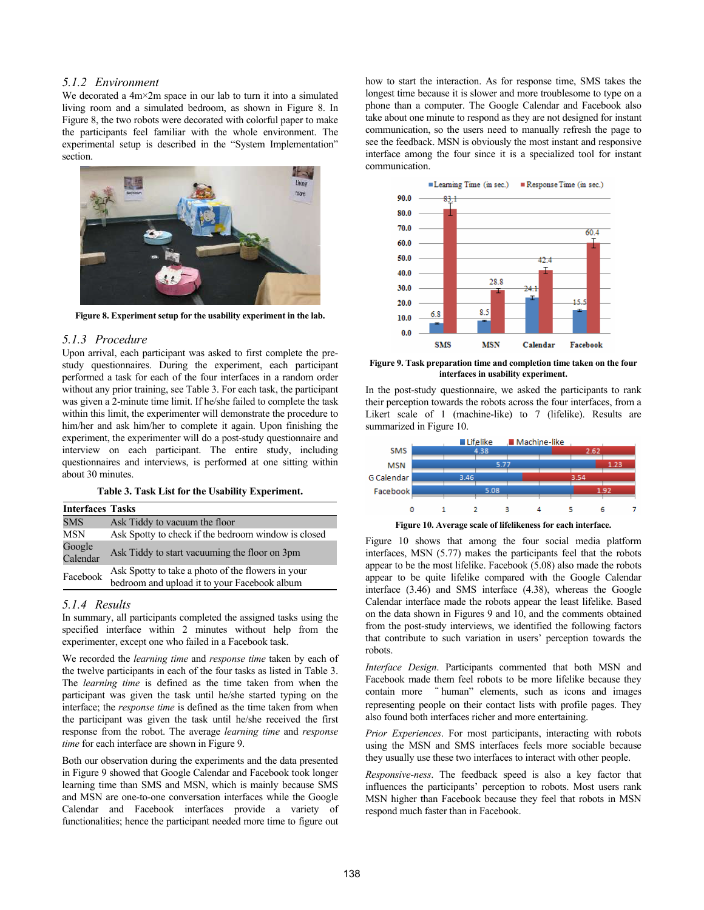### 5.1.2 Environment

We decorated a 4m×2m space in our lab to turn it into a simulated living room and a simulated bedroom, as shown in Figure 8. In Figure 8, the two robots were decorated with colorful paper to make the participants feel familiar with the whole environment. The experimental setup is described in the "System Implementation" section.

**Figure 8. Experiment setup for the usability experiment in the lab.**

### 5.1.3 Procedure

Upon arrival, each participant was asked to first complete the pre-study questionnaires. During the experiment, each participant performed a task for each of the four interfaces in a random order without any prior training, see Table 3. For each task, the participant was given a 2-minute time limit. If he/she failed to complete the task within this limit, the experimenter will demonstrate the procedure to him/her and ask him/her to complete it again. Upon finishing the experiment, the experimenter will do a post-study questionnaire and interview on each participant. The entire study, including questionnaires and interviews, is performed at one sitting within about 30 minutes.

**Table 3. Task List for the Usability Experiment.**

| Interfaces | Tasks |
|---|---|
| SMS | Ask Tiddy to vacuum the floor |
| MSN | Ask Spotty to check if the bedroom window is closed |
| Google Calendar | Ask Tiddy to start vacuuming the floor on 3pm |
| Facebook | Ask Spotty to take a photo of the flowers in your bedroom and upload it to your Facebook album |

### 5.1.4 Results

In summary, all participants completed the assigned tasks using the specified interface within 2 minutes without help from the experimenter, except one who failed in a Facebook task.

We recorded the *learning time* and *response time* taken by each of the twelve participants in each of the four tasks as listed in Table 3. The *learning time* is defined as the time taken from when the participant was given the task until he/she started typing on the interface; the *response time* is defined as the time taken from when the participant was given the task until he/she received the first response from the robot. The average *learning time* and *response time* for each interface are shown in Figure 9.

Both our observation during the experiments and the data presented in Figure 9 showed that Google Calendar and Facebook took longer learning time than SMS and MSN, which is mainly because SMS and MSN are one-to-one conversation interfaces while the Google Calendar and Facebook interfaces provide a variety of functionalities; hence the participant needed more time to figure out how to start the interaction. As for response time, SMS takes the longest time because it is slower and more troublesome to type on a phone than a computer. The Google Calendar and Facebook also take about one minute to respond as they are not designed for instant communication, so the users need to manually refresh the page to see the feedback. MSN is obviously the most instant and responsive interface among the four since it is a specialized tool for instant communication.

**Figure 9. Task preparation time and completion time taken on the four interfaces in usability experiment.**

In the post-study questionnaire, we asked the participants to rank their perception towards the robots across the four interfaces, from a Likert scale of 1 (machine-like) to 7 (lifelike). Results are summarized in Figure 10.

**Figure 10. Average scale of lifelikeness for each interface.**

Figure 10 shows that among the four social media platform interfaces, MSN (5.77) makes the participants feel that the robots appear to be the most lifelike. Facebook (5.08) also made the robots appear to be quite lifelike compared with the Google Calendar interface (3.46) and SMS interface (4.38), whereas the Google Calendar interface made the robots appear the least lifelike. Based on the data shown in Figures 9 and 10, and the comments obtained from the post-study interviews, we identified the following factors that contribute to such variation in users' perception towards the robots.

*Interface Design*. Participants commented that both MSN and Facebook made them feel robots to be more lifelike because they contain more "human" elements, such as icons and images representing people on their contact lists with profile pages. They also found both interfaces richer and more entertaining.

*Prior Experiences*. For most participants, interacting with robots using the MSN and SMS interfaces feels more sociable because they usually use these two interfaces to interact with other people.

*Responsive-ness*. The feedback speed is also a key factor that influences the participants' perception to robots. Most users rank MSN higher than Facebook because they feel that robots in MSN respond much faster than in Facebook.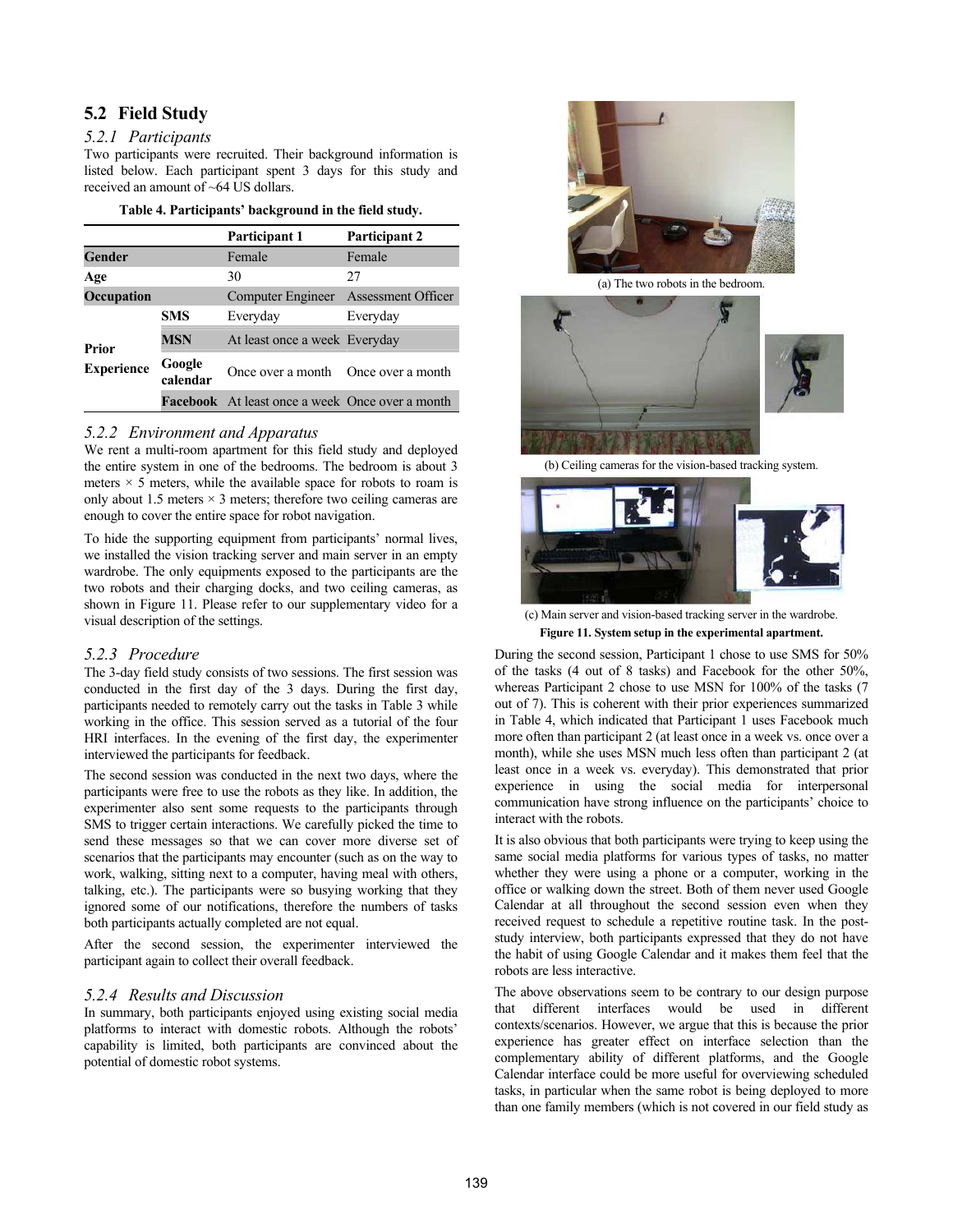## 5.2 Field Study

### 5.2.1 Participants

Two participants were recruited. Their background information is listed below. Each participant spent 3 days for this study and received an amount of ~64 US dollars.

**Table 4. Participants' background in the field study.**

| | | Participant 1 | Participant 2 |
|---|---|---|---|
| **Gender** | | Female | Female |
| **Age** | | 30 | 27 |
| **Occupation** | | Computer Engineer | Assessment Officer |
| **Prior Experience** | **SMS** | Everyday | Everyday |
| | **MSN** | At least once a week | Everyday |
| | **Google calendar** | Once over a month | Once over a month |
| | **Facebook** | At least once a week | Once over a month |

### 5.2.2 Environment and Apparatus

We rent a multi-room apartment for this field study and deployed the entire system in one of the bedrooms. The bedroom is about 3 meters × 5 meters, while the available space for robots to roam is only about 1.5 meters × 3 meters; therefore two ceiling cameras are enough to cover the entire space for robot navigation.

To hide the supporting equipment from participants' normal lives, we installed the vision tracking server and main server in an empty wardrobe. The only equipments exposed to the participants are the two robots and their charging docks, and two ceiling cameras, as shown in Figure 11. Please refer to our supplementary video for a visual description of the settings.

(a) The two robots in the bedroom.

(b) Ceiling cameras for the vision-based tracking system.

(c) Main server and vision-based tracking server in the wardrobe.

**Figure 11. System setup in the experimental apartment.**

### 5.2.3 Procedure

The 3-day field study consists of two sessions. The first session was conducted in the first day of the 3 days. During the first day, participants needed to remotely carry out the tasks in Table 3 while working in the office. This session served as a tutorial of the four HRI interfaces. In the evening of the first day, the experimenter interviewed the participants for feedback.

The second session was conducted in the next two days, where the participants were free to use the robots as they like. In addition, the experimenter also sent some requests to the participants through SMS to trigger certain interactions. We carefully picked the time to send these messages so that we can cover more diverse set of scenarios that the participants may encounter (such as on the way to work, walking, sitting next to a computer, having meal with others, talking, etc.). The participants were so busying working that they ignored some of our notifications, therefore the numbers of tasks both participants actually completed are not equal.

After the second session, the experimenter interviewed the participant again to collect their overall feedback.

### 5.2.4 Results and Discussion

In summary, both participants enjoyed using existing social media platforms to interact with domestic robots. Although the robots' capability is limited, both participants are convinced about the potential of domestic robot systems.

During the second session, Participant 1 chose to use SMS for 50% of the tasks (4 out of 8 tasks) and Facebook for the other 50%, whereas Participant 2 chose to use MSN for 100% of the tasks (7 out of 7). This is coherent with their prior experiences summarized in Table 4, which indicated that Participant 1 uses Facebook much more often than participant 2 (at least once in a week vs. once over a month), while she uses MSN much less often than participant 2 (at least once in a week vs. everyday). This demonstrated that prior experience in using the social media for interpersonal communication have strong influence on the participants' choice to interact with the robots.

It is also obvious that both participants were trying to keep using the same social media platforms for various types of tasks, no matter whether they were using a phone or a computer, working in the office or walking down the street. Both of them never used Google Calendar at all throughout the second session even when they received request to schedule a repetitive routine task. In the post-study interview, both participants expressed that they do not have the habit of using Google Calendar and it makes them feel that the robots are less interactive.

The above observations seem to be contrary to our design purpose that different interfaces would be used in different contexts/scenarios. However, we argue that this is because the prior experience has greater effect on interface selection than the complementary ability of different platforms, and the Google Calendar interface could be more useful for overviewing scheduled tasks, in particular when the same robot is being deployed to more than one family members (which is not covered in our field study as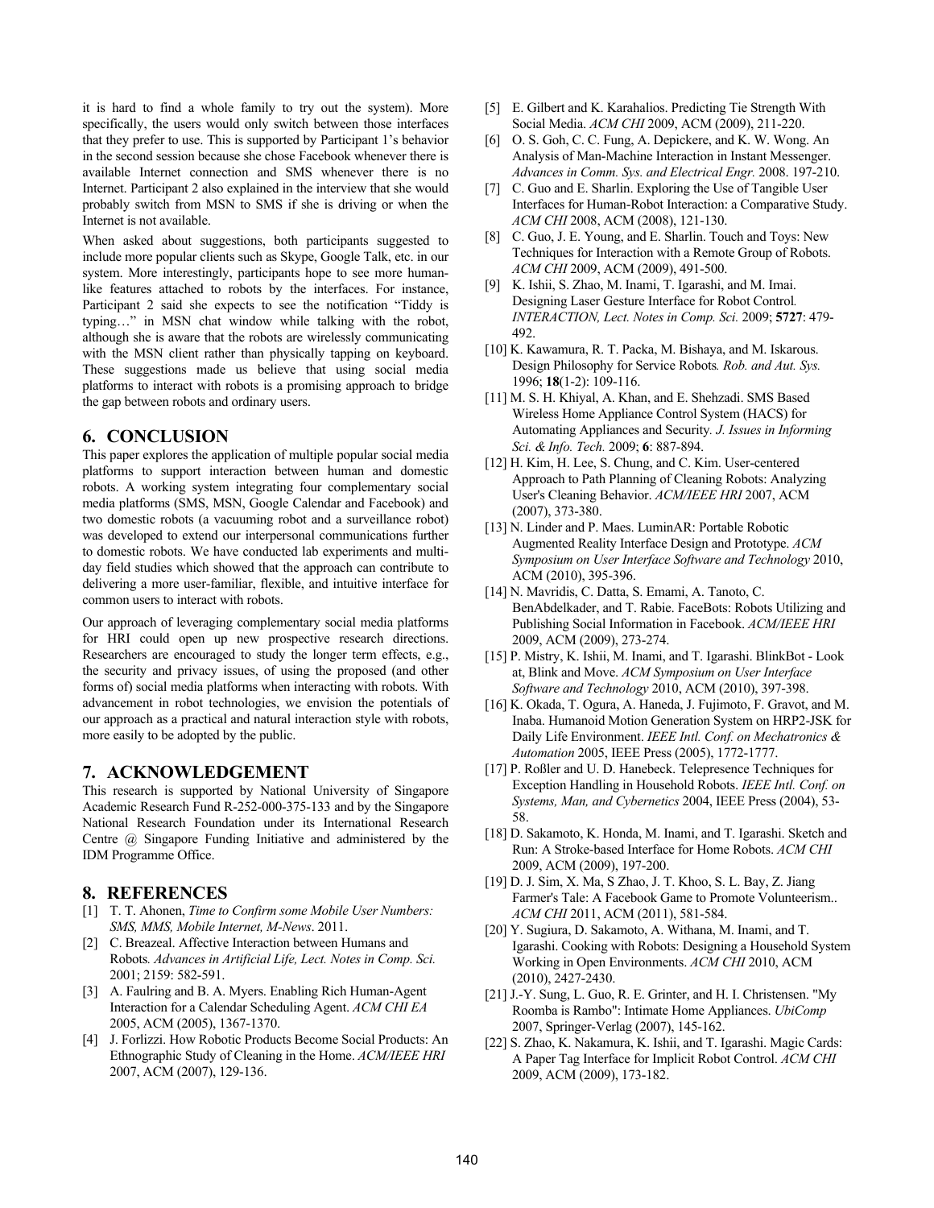it is hard to find a whole family to try out the system). More specifically, the users would only switch between those interfaces that they prefer to use. This is supported by Participant 1's behavior in the second session because she chose Facebook whenever there is available Internet connection and SMS whenever there is no Internet. Participant 2 also explained in the interview that she would probably switch from MSN to SMS if she is driving or when the Internet is not available.

When asked about suggestions, both participants suggested to include more popular clients such as Skype, Google Talk, etc. in our system. More interestingly, participants hope to see more human-like features attached to robots by the interfaces. For instance, Participant 2 said she expects to see the notification "Tiddy is typing…" in MSN chat window while talking with the robot, although she is aware that the robots are wirelessly communicating with the MSN client rather than physically tapping on keyboard. These suggestions made us believe that using social media platforms to interact with robots is a promising approach to bridge the gap between robots and ordinary users.

## 6. CONCLUSION

This paper explores the application of multiple popular social media platforms to support interaction between human and domestic robots. A working system integrating four complementary social media platforms (SMS, MSN, Google Calendar and Facebook) and two domestic robots (a vacuuming robot and a surveillance robot) was developed to extend our interpersonal communications further to domestic robots. We have conducted lab experiments and multi-day field studies which showed that the approach can contribute to delivering a more user-familiar, flexible, and intuitive interface for common users to interact with robots.

Our approach of leveraging complementary social media platforms for HRI could open up new prospective research directions. Researchers are encouraged to study the longer term effects, e.g., the security and privacy issues, of using the proposed (and other forms of) social media platforms when interacting with robots. With advancement in robot technologies, we envision the potentials of our approach as a practical and natural interaction style with robots, more easily to be adopted by the public.

## 7. ACKNOWLEDGEMENT

This research is supported by National University of Singapore Academic Research Fund R-252-000-375-133 and by the Singapore National Research Foundation under its International Research Centre @ Singapore Funding Initiative and administered by the IDM Programme Office.

## 8. REFERENCES

[1] T. T. Ahonen, *Time to Confirm some Mobile User Numbers: SMS, MMS, Mobile Internet, M-News*. 2011.

[2] C. Breazeal. Affective Interaction between Humans and Robots. *Advances in Artificial Life, Lect. Notes in Comp. Sci.* 2001; 2159: 582-591.

[3] A. Faulring and B. A. Myers. Enabling Rich Human-Agent Interaction for a Calendar Scheduling Agent. *ACM CHI EA* 2005, ACM (2005), 1367-1370.

[4] J. Forlizzi. How Robotic Products Become Social Products: An Ethnographic Study of Cleaning in the Home. *ACM/IEEE HRI* 2007, ACM (2007), 129-136.

[5] E. Gilbert and K. Karahalios. Predicting Tie Strength With Social Media. *ACM CHI* 2009, ACM (2009), 211-220.

[6] O. S. Goh, C. C. Fung, A. Depickere, and K. W. Wong. An Analysis of Man-Machine Interaction in Instant Messenger. *Advances in Comm. Sys. and Electrical Engr.* 2008. 197-210.

[7] C. Guo and E. Sharlin. Exploring the Use of Tangible User Interfaces for Human-Robot Interaction: a Comparative Study. *ACM CHI* 2008, ACM (2008), 121-130.

[8] C. Guo, J. E. Young, and E. Sharlin. Touch and Toys: New Techniques for Interaction with a Remote Group of Robots. *ACM CHI* 2009, ACM (2009), 491-500.

[9] K. Ishii, S. Zhao, M. Inami, T. Igarashi, and M. Imai. Designing Laser Gesture Interface for Robot Control. *INTERACTION, Lect. Notes in Comp. Sci.* 2009; **5727**: 479-492.

[10] K. Kawamura, R. T. Packa, M. Bishaya, and M. Iskarous. Design Philosophy for Service Robots. *Rob. and Aut. Sys.* 1996; **18**(1-2): 109-116.

[11] M. S. H. Khiyal, A. Khan, and E. Shehzadi. SMS Based Wireless Home Appliance Control System (HACS) for Automating Appliances and Security. *J. Issues in Informing Sci. & Info. Tech.* 2009; **6**: 887-894.

[12] H. Kim, H. Lee, S. Chung, and C. Kim. User-centered Approach to Path Planning of Cleaning Robots: Analyzing User's Cleaning Behavior. *ACM/IEEE HRI* 2007, ACM (2007), 373-380.

[13] N. Linder and P. Maes. LuminAR: Portable Robotic Augmented Reality Interface Design and Prototype. *ACM Symposium on User Interface Software and Technology* 2010, ACM (2010), 395-396.

[14] N. Mavridis, C. Datta, S. Emami, A. Tanoto, C. BenAbdelkader, and T. Rabie. FaceBots: Robots Utilizing and Publishing Social Information in Facebook. *ACM/IEEE HRI* 2009, ACM (2009), 273-274.

[15] P. Mistry, K. Ishii, M. Inami, and T. Igarashi. BlinkBot - Look at, Blink and Move. *ACM Symposium on User Interface Software and Technology* 2010, ACM (2010), 397-398.

[16] K. Okada, T. Ogura, A. Haneda, J. Fujimoto, F. Gravot, and M. Inaba. Humanoid Motion Generation System on HRP2-JSK for Daily Life Environment. *IEEE Intl. Conf. on Mechatronics & Automation* 2005, IEEE Press (2005), 1772-1777.

[17] P. Roßler and U. D. Hanebeck. Telepresence Techniques for Exception Handling in Household Robots. *IEEE Intl. Conf. on Systems, Man, and Cybernetics* 2004, IEEE Press (2004), 53-58.

[18] D. Sakamoto, K. Honda, M. Inami, and T. Igarashi. Sketch and Run: A Stroke-based Interface for Home Robots. *ACM CHI* 2009, ACM (2009), 197-200.

[19] D. J. Sim, X. Ma, S Zhao, J. T. Khoo, S. L. Bay, Z. Jiang Farmer's Tale: A Facebook Game to Promote Volunteerism.. *ACM CHI* 2011, ACM (2011), 581-584.

[20] Y. Sugiura, D. Sakamoto, A. Withana, M. Inami, and T. Igarashi. Cooking with Robots: Designing a Household System Working in Open Environments. *ACM CHI* 2010, ACM (2010), 2427-2430.

[21] J.-Y. Sung, L. Guo, R. E. Grinter, and H. I. Christensen. "My Roomba is Rambo": Intimate Home Appliances. *UbiComp* 2007, Springer-Verlag (2007), 145-162.

[22] S. Zhao, K. Nakamura, K. Ishii, and T. Igarashi. Magic Cards: A Paper Tag Interface for Implicit Robot Control. *ACM CHI* 2009, ACM (2009), 173-182.